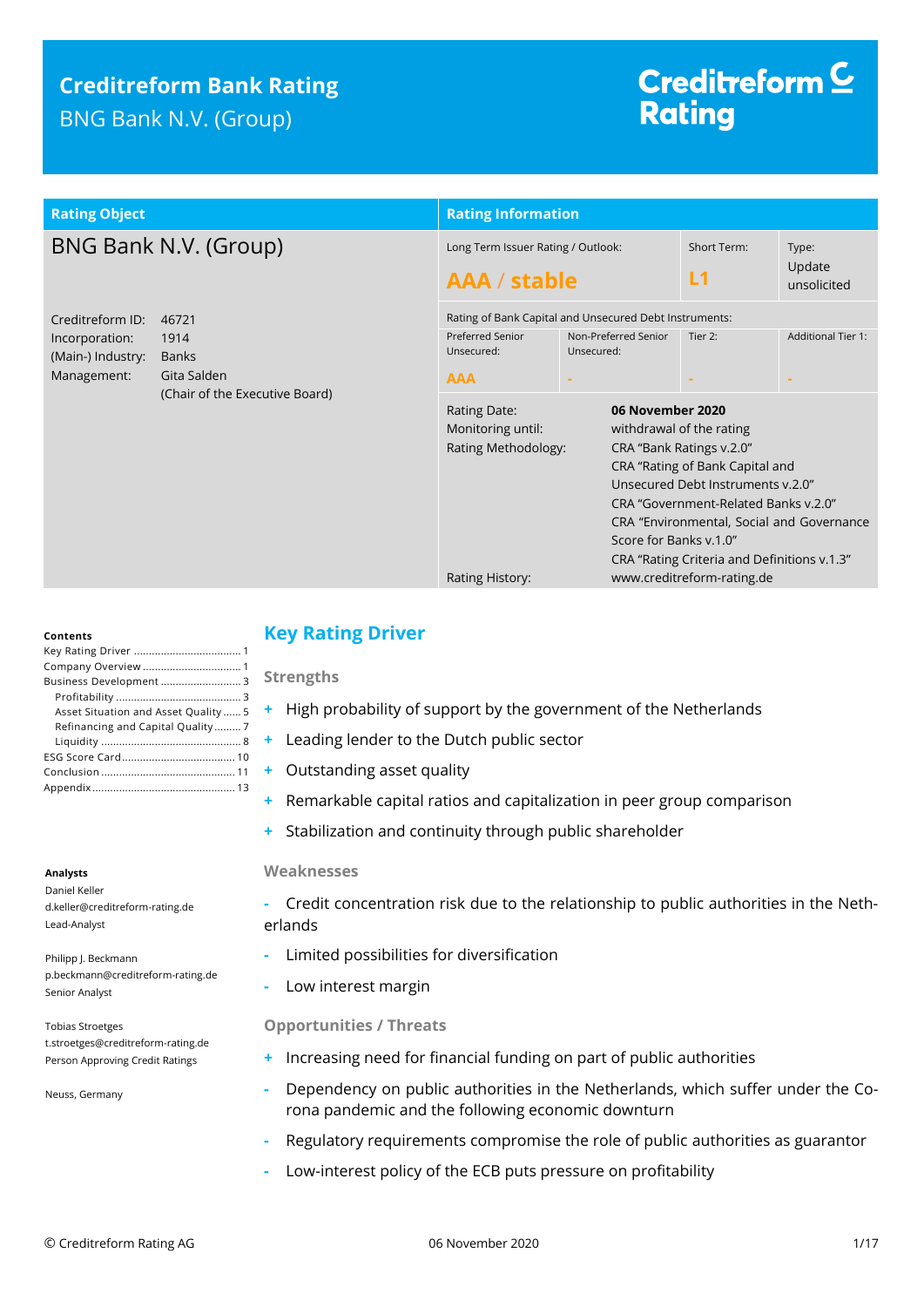# Creditreform Bank Rating

BNG Bank N.V. (Group)

Creditreform Rating

## Rating Object

**BNG Bank N.V. (Group)**

| | |
|---|---|
| Creditreform ID: | 46721 |
| Incorporation: | 1914 |
| (Main-) Industry: | Banks |
| Management: | Gita Salden (Chair of the Executive Board) |

## Rating Information

| Long Term Issuer Rating / Outlook: | | Short Term: | Type: |
|---|---|---|---|
| **AAA / stable** | | **L1** | Update unsolicited |

Rating of Bank Capital and Unsecured Debt Instruments:

| Preferred Senior Unsecured: | Non-Preferred Senior Unsecured: | Tier 2: | Additional Tier 1: |
|---|---|---|---|
| **AAA** | - | - | - |

| | |
|---|---|
| Rating Date: | **06 November 2020** |
| Monitoring until: | withdrawal of the rating |
| Rating Methodology: | CRA "Bank Ratings v.2.0"<br>CRA "Rating of Bank Capital and Unsecured Debt Instruments v.2.0"<br>CRA "Government-Related Banks v.2.0"<br>CRA "Environmental, Social and Governance Score for Banks v.1.0"<br>CRA "Rating Criteria and Definitions v.1.3" |
| Rating History: | www.creditreform-rating.de |

**Contents**

Key Rating Driver ........ 1
Company Overview ........ 1
Business Development ........ 3
Profitability ........ 3
Asset Situation and Asset Quality ........ 5
Refinancing and Capital Quality ........ 7
Liquidity ........ 8
ESG Score Card ........ 10
Conclusion ........ 11
Appendix ........ 13

**Analysts**

Daniel Keller
d.keller@creditreform-rating.de
Lead-Analyst

Philipp J. Beckmann
p.beckmann@creditreform-rating.de
Senior Analyst

Tobias Stroetges
t.stroetges@creditreform-rating.de
Person Approving Credit Ratings

Neuss, Germany

## Key Rating Driver

### Strengths

+ High probability of support by the government of the Netherlands
+ Leading lender to the Dutch public sector
+ Outstanding asset quality
+ Remarkable capital ratios and capitalization in peer group comparison
+ Stabilization and continuity through public shareholder

### Weaknesses

- Credit concentration risk due to the relationship to public authorities in the Netherlands
- Limited possibilities for diversification
- Low interest margin

### Opportunities / Threats

+ Increasing need for financial funding on part of public authorities
- Dependency on public authorities in the Netherlands, which suffer under the Corona pandemic and the following economic downturn
- Regulatory requirements compromise the role of public authorities as guarantor
- Low-interest policy of the ECB puts pressure on profitability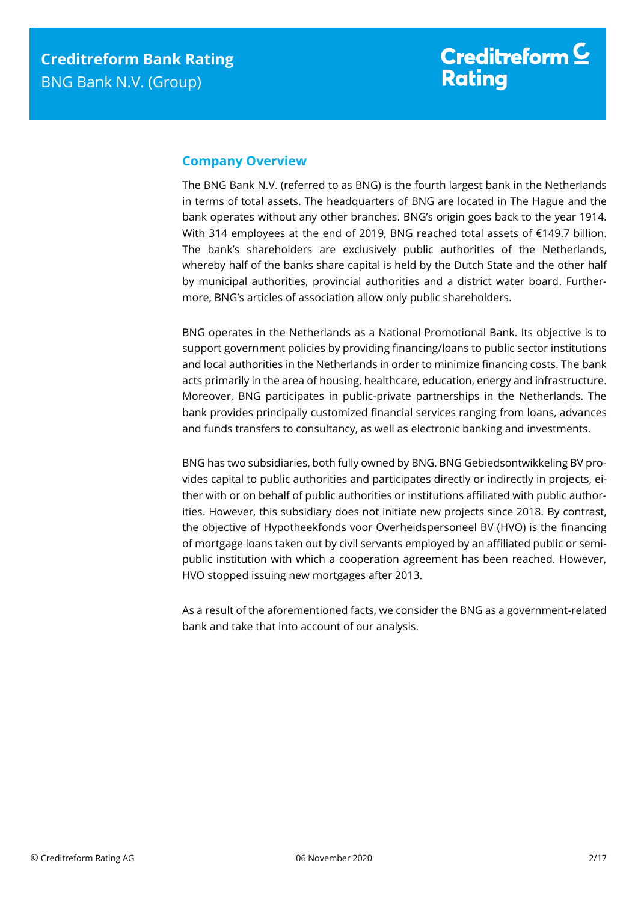## Company Overview

The BNG Bank N.V. (referred to as BNG) is the fourth largest bank in the Netherlands in terms of total assets. The headquarters of BNG are located in The Hague and the bank operates without any other branches. BNG's origin goes back to the year 1914. With 314 employees at the end of 2019, BNG reached total assets of €149.7 billion. The bank's shareholders are exclusively public authorities of the Netherlands, whereby half of the banks share capital is held by the Dutch State and the other half by municipal authorities, provincial authorities and a district water board. Furthermore, BNG's articles of association allow only public shareholders.

BNG operates in the Netherlands as a National Promotional Bank. Its objective is to support government policies by providing financing/loans to public sector institutions and local authorities in the Netherlands in order to minimize financing costs. The bank acts primarily in the area of housing, healthcare, education, energy and infrastructure. Moreover, BNG participates in public-private partnerships in the Netherlands. The bank provides principally customized financial services ranging from loans, advances and funds transfers to consultancy, as well as electronic banking and investments.

BNG has two subsidiaries, both fully owned by BNG. BNG Gebiedsontwikkeling BV provides capital to public authorities and participates directly or indirectly in projects, either with or on behalf of public authorities or institutions affiliated with public authorities. However, this subsidiary does not initiate new projects since 2018. By contrast, the objective of Hypotheekfonds voor Overheidspersoneel BV (HVO) is the financing of mortgage loans taken out by civil servants employed by an affiliated public or semi-public institution with which a cooperation agreement has been reached. However, HVO stopped issuing new mortgages after 2013.

As a result of the aforementioned facts, we consider the BNG as a government-related bank and take that into account of our analysis.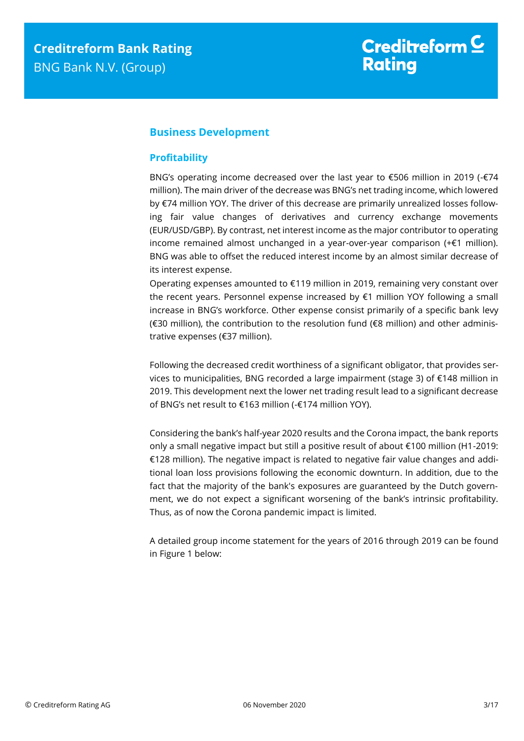## Business Development

### Profitability

BNG's operating income decreased over the last year to €506 million in 2019 (-€74 million). The main driver of the decrease was BNG's net trading income, which lowered by €74 million YOY. The driver of this decrease are primarily unrealized losses following fair value changes of derivatives and currency exchange movements (EUR/USD/GBP). By contrast, net interest income as the major contributor to operating income remained almost unchanged in a year-over-year comparison (+€1 million). BNG was able to offset the reduced interest income by an almost similar decrease of its interest expense.

Operating expenses amounted to €119 million in 2019, remaining very constant over the recent years. Personnel expense increased by €1 million YOY following a small increase in BNG's workforce. Other expense consist primarily of a specific bank levy (€30 million), the contribution to the resolution fund (€8 million) and other administrative expenses (€37 million).

Following the decreased credit worthiness of a significant obligator, that provides services to municipalities, BNG recorded a large impairment (stage 3) of €148 million in 2019. This development next the lower net trading result lead to a significant decrease of BNG's net result to €163 million (-€174 million YOY).

Considering the bank's half-year 2020 results and the Corona impact, the bank reports only a small negative impact but still a positive result of about €100 million (H1-2019: €128 million). The negative impact is related to negative fair value changes and additional loan loss provisions following the economic downturn. In addition, due to the fact that the majority of the bank's exposures are guaranteed by the Dutch government, we do not expect a significant worsening of the bank's intrinsic profitability. Thus, as of now the Corona pandemic impact is limited.

A detailed group income statement for the years of 2016 through 2019 can be found in Figure 1 below: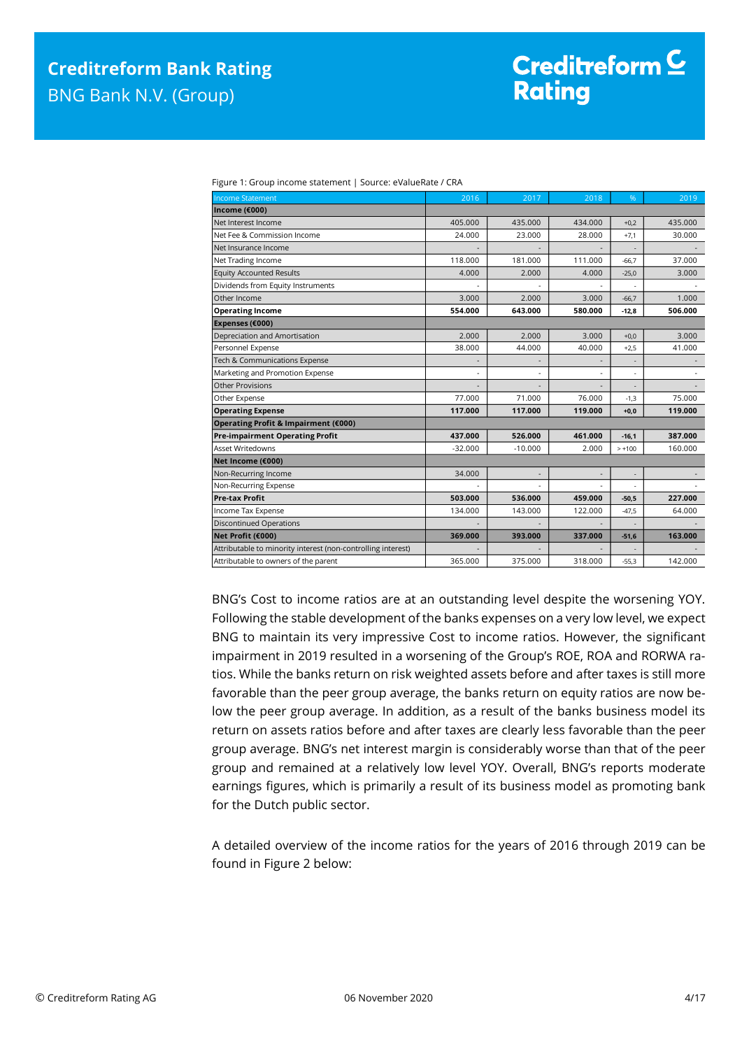Figure 1: Group income statement | Source: eValueRate / CRA

| Income Statement | 2016 | 2017 | 2018 | % | 2019 |
|---|---|---|---|---|---|
| **Income (€000)** | | | | | |
| Net Interest Income | 405.000 | 435.000 | 434.000 | +0,2 | 435.000 |
| Net Fee & Commission Income | 24.000 | 23.000 | 28.000 | +7,1 | 30.000 |
| Net Insurance Income | - | - | - | - | - |
| Net Trading Income | 118.000 | 181.000 | 111.000 | -66,7 | 37.000 |
| Equity Accounted Results | 4.000 | 2.000 | 4.000 | -25,0 | 3.000 |
| Dividends from Equity Instruments | - | - | - | - | - |
| Other Income | 3.000 | 2.000 | 3.000 | -66,7 | 1.000 |
| **Operating Income** | **554.000** | **643.000** | **580.000** | **-12,8** | **506.000** |
| **Expenses (€000)** | | | | | |
| Depreciation and Amortisation | 2.000 | 2.000 | 3.000 | +0,0 | 3.000 |
| Personnel Expense | 38.000 | 44.000 | 40.000 | +2,5 | 41.000 |
| Tech & Communications Expense | - | - | - | - | - |
| Marketing and Promotion Expense | - | - | - | - | - |
| Other Provisions | - | - | - | - | - |
| Other Expense | 77.000 | 71.000 | 76.000 | -1,3 | 75.000 |
| **Operating Expense** | **117.000** | **117.000** | **119.000** | **+0,0** | **119.000** |
| **Operating Profit & Impairment (€000)** | | | | | |
| **Pre-impairment Operating Profit** | **437.000** | **526.000** | **461.000** | **-16,1** | **387.000** |
| Asset Writedowns | -32.000 | -10.000 | 2.000 | > +100 | 160.000 |
| **Net Income (€000)** | | | | | |
| Non-Recurring Income | 34.000 | - | - | - | - |
| Non-Recurring Expense | - | - | - | - | - |
| **Pre-tax Profit** | **503.000** | **536.000** | **459.000** | **-50,5** | **227.000** |
| Income Tax Expense | 134.000 | 143.000 | 122.000 | -47,5 | 64.000 |
| Discontinued Operations | - | - | - | - | - |
| **Net Profit (€000)** | **369.000** | **393.000** | **337.000** | **-51,6** | **163.000** |
| Attributable to minority interest (non-controlling interest) | - | - | - | - | - |
| Attributable to owners of the parent | 365.000 | 375.000 | 318.000 | -55,3 | 142.000 |

BNG's Cost to income ratios are at an outstanding level despite the worsening YOY. Following the stable development of the banks expenses on a very low level, we expect BNG to maintain its very impressive Cost to income ratios. However, the significant impairment in 2019 resulted in a worsening of the Group's ROE, ROA and RORWA ratios. While the banks return on risk weighted assets before and after taxes is still more favorable than the peer group average, the banks return on equity ratios are now below the peer group average. In addition, as a result of the banks business model its return on assets ratios before and after taxes are clearly less favorable than the peer group average. BNG's net interest margin is considerably worse than that of the peer group and remained at a relatively low level YOY. Overall, BNG's reports moderate earnings figures, which is primarily a result of its business model as promoting bank for the Dutch public sector.

A detailed overview of the income ratios for the years of 2016 through 2019 can be found in Figure 2 below: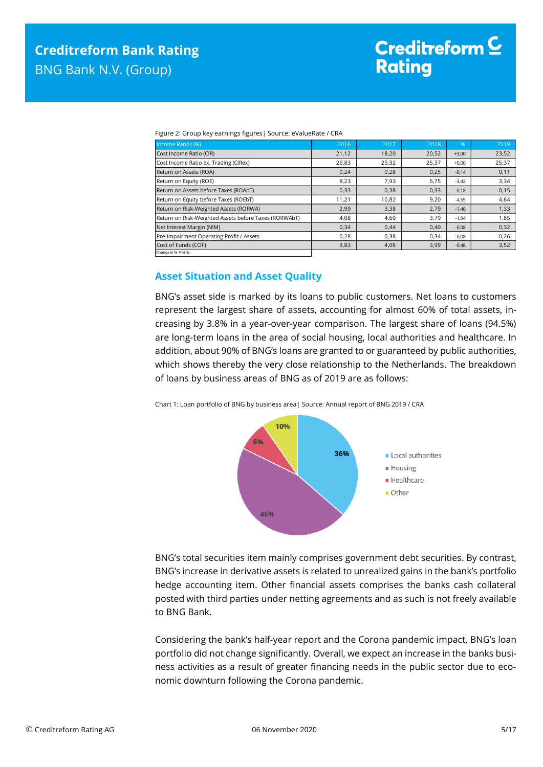Figure 2: Group key earnings figures| Source: eValueRate / CRA

| Income Ratios (%) | 2016 | 2017 | 2018 | % | 2019 |
|---|---|---|---|---|---|
| Cost Income Ratio (CIR) | 21,12 | 18,20 | 20,52 | +3,00 | 23,52 |
| Cost Income Ratio ex. Trading (CIRex) | 26,83 | 25,32 | 25,37 | +0,00 | 25,37 |
| Return on Assets (ROA) | 0,24 | 0,28 | 0,25 | -0,14 | 0,11 |
| Return on Equity (ROE) | 8,23 | 7,93 | 6,75 | -3,42 | 3,34 |
| Return on Assets before Taxes (ROAbT) | 0,33 | 0,38 | 0,33 | -0,18 | 0,15 |
| Return on Equity before Taxes (ROEbT) | 11,21 | 10,82 | 9,20 | -4,55 | 4,64 |
| Return on Risk-Weighted Assets (RORWA) | 2,99 | 3,38 | 2,79 | -1,46 | 1,33 |
| Return on Risk-Weighted Assets before Taxes (RORWAbT) | 4,08 | 4,60 | 3,79 | -1,94 | 1,85 |
| Net Interest Margin (NIM) | 0,34 | 0,44 | 0,40 | -0,08 | 0,32 |
| Pre-Impairment Operating Profit / Assets | 0,28 | 0,38 | 0,34 | -0,08 | 0,26 |
| Cost of Funds (COF) | 3,83 | 4,06 | 3,99 | -0,48 | 3,52 |

Change in %- Points

## Asset Situation and Asset Quality

BNG's asset side is marked by its loans to public customers. Net loans to customers represent the largest share of assets, accounting for almost 60% of total assets, increasing by 3.8% in a year-over-year comparison. The largest share of loans (94.5%) are long-term loans in the area of social housing, local authorities and healthcare. In addition, about 90% of BNG's loans are granted to or guaranteed by public authorities, which shows thereby the very close relationship to the Netherlands. The breakdown of loans by business areas of BNG as of 2019 are as follows:

Chart 1: Loan portfolio of BNG by business area| Source: Annual report of BNG 2019 / CRA

36%
46%
8%
10%

Local authorities
Housing
Healthcare
Other

BNG's total securities item mainly comprises government debt securities. By contrast, BNG's increase in derivative assets is related to unrealized gains in the bank's portfolio hedge accounting item. Other financial assets comprises the banks cash collateral posted with third parties under netting agreements and as such is not freely available to BNG Bank.

Considering the bank's half-year report and the Corona pandemic impact, BNG's loan portfolio did not change significantly. Overall, we expect an increase in the banks business activities as a result of greater financing needs in the public sector due to economic downturn following the Corona pandemic.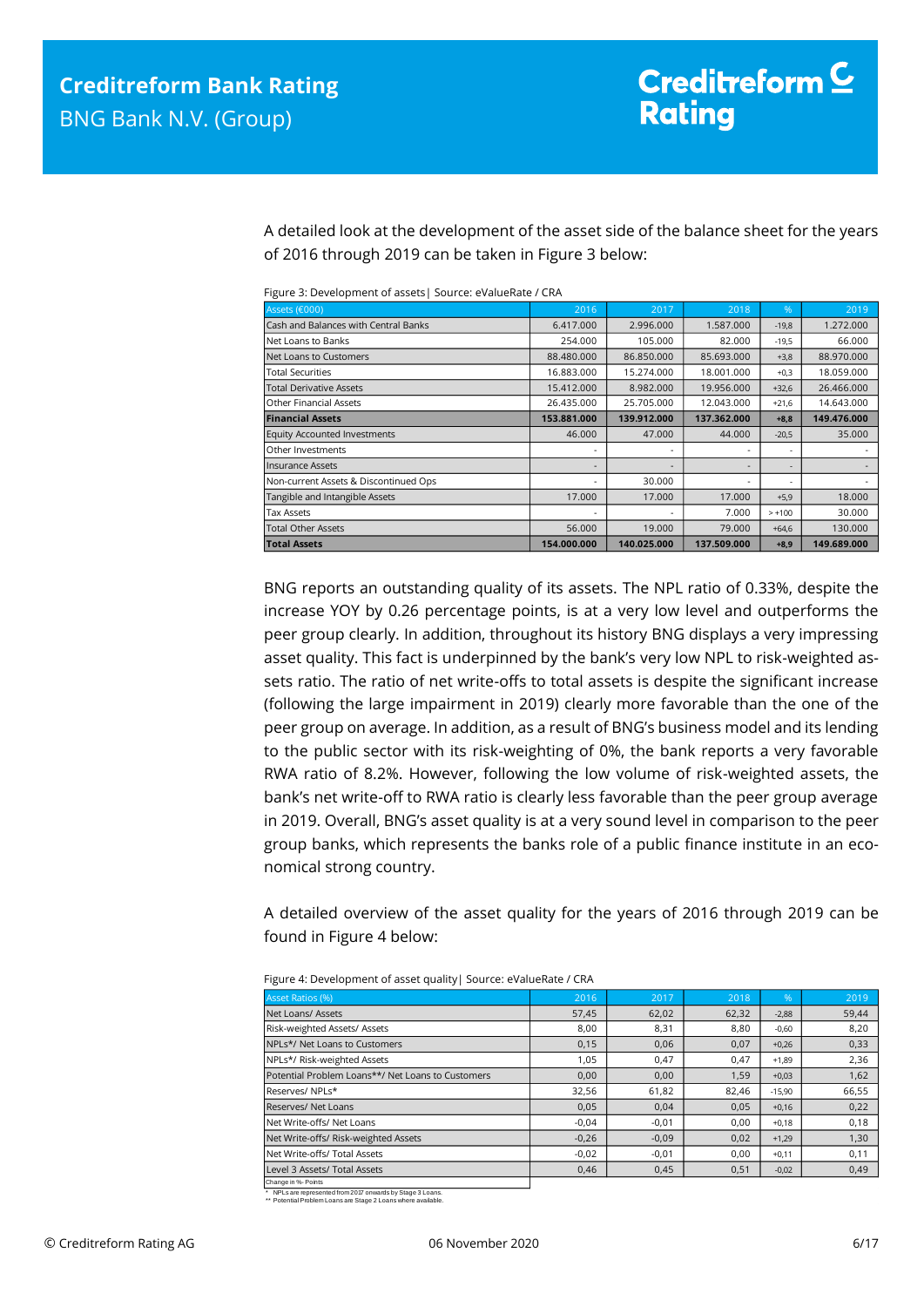A detailed look at the development of the asset side of the balance sheet for the years of 2016 through 2019 can be taken in Figure 3 below:

Figure 3: Development of assets | Source: eValueRate / CRA

| Assets (€000) | 2016 | 2017 | 2018 | % | 2019 |
|---|---|---|---|---|---|
| Cash and Balances with Central Banks | 6.417.000 | 2.996.000 | 1.587.000 | -19,8 | 1.272.000 |
| Net Loans to Banks | 254.000 | 105.000 | 82.000 | -19,5 | 66.000 |
| Net Loans to Customers | 88.480.000 | 86.850.000 | 85.693.000 | +3,8 | 88.970.000 |
| Total Securities | 16.883.000 | 15.274.000 | 18.001.000 | +0,3 | 18.059.000 |
| Total Derivative Assets | 15.412.000 | 8.982.000 | 19.956.000 | +32,6 | 26.466.000 |
| Other Financial Assets | 26.435.000 | 25.705.000 | 12.043.000 | +21,6 | 14.643.000 |
| **Financial Assets** | **153.881.000** | **139.912.000** | **137.362.000** | **+8,8** | **149.476.000** |
| Equity Accounted Investments | 46.000 | 47.000 | 44.000 | -20,5 | 35.000 |
| Other Investments | - | - | - | - | - |
| Insurance Assets | - | - | - | - | - |
| Non-current Assets & Discontinued Ops | - | 30.000 | - | - | - |
| Tangible and Intangible Assets | 17.000 | 17.000 | 17.000 | +5,9 | 18.000 |
| Tax Assets | - | - | 7.000 | > +100 | 30.000 |
| Total Other Assets | 56.000 | 19.000 | 79.000 | +64,6 | 130.000 |
| **Total Assets** | **154.000.000** | **140.025.000** | **137.509.000** | **+8,9** | **149.689.000** |

BNG reports an outstanding quality of its assets. The NPL ratio of 0.33%, despite the increase YOY by 0.26 percentage points, is at a very low level and outperforms the peer group clearly. In addition, throughout its history BNG displays a very impressing asset quality. This fact is underpinned by the bank's very low NPL to risk-weighted assets ratio. The ratio of net write-offs to total assets is despite the significant increase (following the large impairment in 2019) clearly more favorable than the one of the peer group on average. In addition, as a result of BNG's business model and its lending to the public sector with its risk-weighting of 0%, the bank reports a very favorable RWA ratio of 8.2%. However, following the low volume of risk-weighted assets, the bank's net write-off to RWA ratio is clearly less favorable than the peer group average in 2019. Overall, BNG's asset quality is at a very sound level in comparison to the peer group banks, which represents the banks role of a public finance institute in an economical strong country.

A detailed overview of the asset quality for the years of 2016 through 2019 can be found in Figure 4 below:

Figure 4: Development of asset quality | Source: eValueRate / CRA

| Asset Ratios (%) | 2016 | 2017 | 2018 | % | 2019 |
|---|---|---|---|---|---|
| Net Loans/ Assets | 57,45 | 62,02 | 62,32 | -2,88 | 59,44 |
| Risk-weighted Assets/ Assets | 8,00 | 8,31 | 8,80 | -0,60 | 8,20 |
| NPLs*/ Net Loans to Customers | 0,15 | 0,06 | 0,07 | +0,26 | 0,33 |
| NPLs*/ Risk-weighted Assets | 1,05 | 0,47 | 0,47 | +1,89 | 2,36 |
| Potential Problem Loans**/ Net Loans to Customers | 0,00 | 0,00 | 1,59 | +0,03 | 1,62 |
| Reserves/ NPLs* | 32,56 | 61,82 | 82,46 | -15,90 | 66,55 |
| Reserves/ Net Loans | 0,05 | 0,04 | 0,05 | +0,16 | 0,22 |
| Net Write-offs/ Net Loans | -0,04 | -0,01 | 0,00 | +0,18 | 0,18 |
| Net Write-offs/ Risk-weighted Assets | -0,26 | -0,09 | 0,02 | +1,29 | 1,30 |
| Net Write-offs/ Total Assets | -0,02 | -0,01 | 0,00 | +0,11 | 0,11 |
| Level 3 Assets/ Total Assets | 0,46 | 0,45 | 0,51 | -0,02 | 0,49 |

Change in %- Points

\* NPLs are represented from 2017 onwards by Stage 3 Loans.
\** Potential Problem Loans are Stage 2 Loans where available.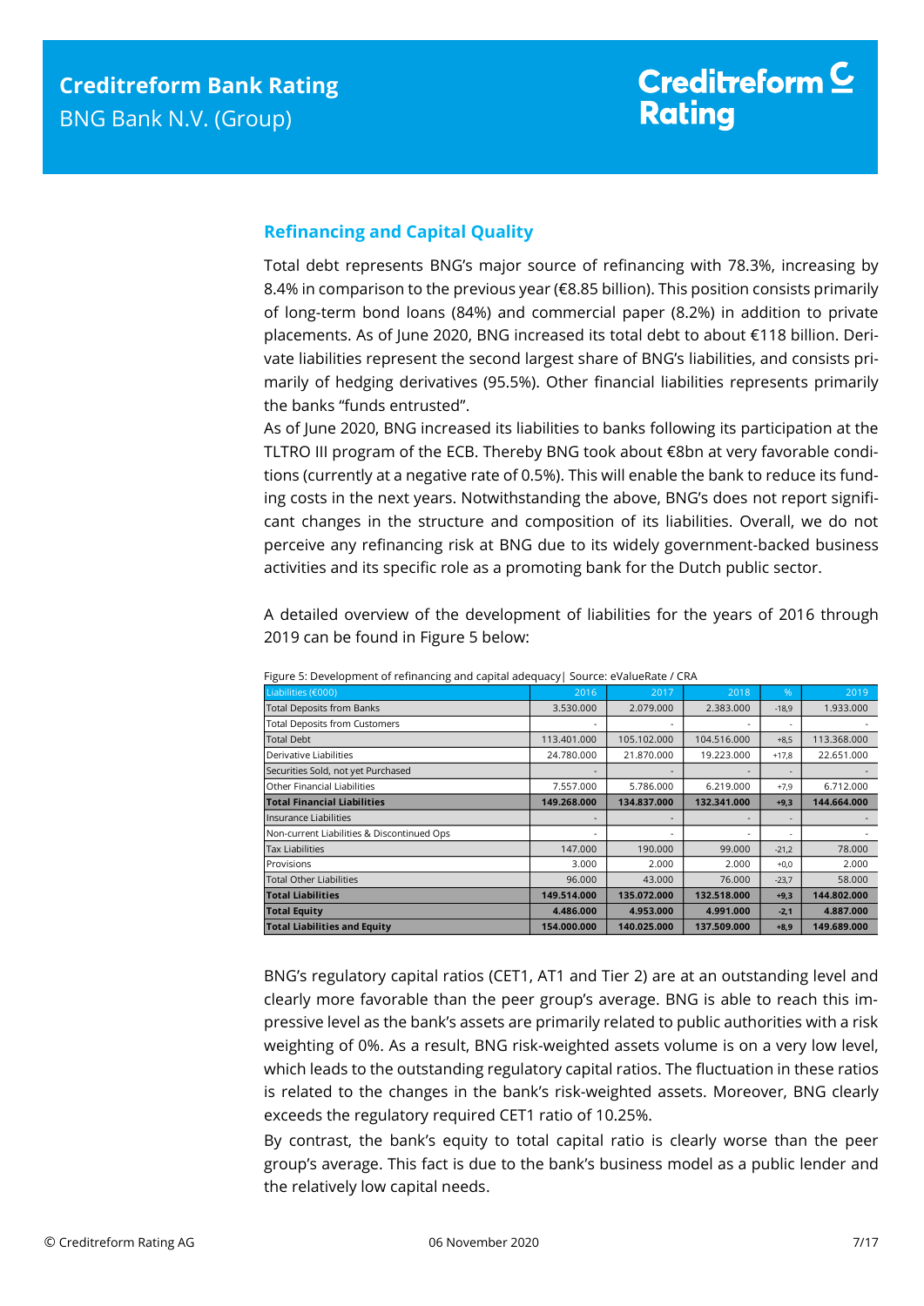## Refinancing and Capital Quality

Total debt represents BNG's major source of refinancing with 78.3%, increasing by 8.4% in comparison to the previous year (€8.85 billion). This position consists primarily of long-term bond loans (84%) and commercial paper (8.2%) in addition to private placements. As of June 2020, BNG increased its total debt to about €118 billion. Derivate liabilities represent the second largest share of BNG's liabilities, and consists primarily of hedging derivatives (95.5%). Other financial liabilities represents primarily the banks "funds entrusted".

As of June 2020, BNG increased its liabilities to banks following its participation at the TLTRO III program of the ECB. Thereby BNG took about €8bn at very favorable conditions (currently at a negative rate of 0.5%). This will enable the bank to reduce its funding costs in the next years. Notwithstanding the above, BNG's does not report significant changes in the structure and composition of its liabilities. Overall, we do not perceive any refinancing risk at BNG due to its widely government-backed business activities and its specific role as a promoting bank for the Dutch public sector.

A detailed overview of the development of liabilities for the years of 2016 through 2019 can be found in Figure 5 below:

Figure 5: Development of refinancing and capital adequacy| Source: eValueRate / CRA

| Liabilities (€000) | 2016 | 2017 | 2018 | % | 2019 |
|---|---|---|---|---|---|
| Total Deposits from Banks | 3.530.000 | 2.079.000 | 2.383.000 | -18,9 | 1.933.000 |
| Total Deposits from Customers | - | - | - | - | - |
| Total Debt | 113.401.000 | 105.102.000 | 104.516.000 | +8,5 | 113.368.000 |
| Derivative Liabilities | 24.780.000 | 21.870.000 | 19.223.000 | +17,8 | 22.651.000 |
| Securities Sold, not yet Purchased | - | - | - | - | - |
| Other Financial Liabilities | 7.557.000 | 5.786.000 | 6.219.000 | +7,9 | 6.712.000 |
| **Total Financial Liabilities** | **149.268.000** | **134.837.000** | **132.341.000** | **+9,3** | **144.664.000** |
| Insurance Liabilities | - | - | - | - | - |
| Non-current Liabilities & Discontinued Ops | - | - | - | - | - |
| Tax Liabilities | 147.000 | 190.000 | 99.000 | -21,2 | 78.000 |
| Provisions | 3.000 | 2.000 | 2.000 | +0,0 | 2.000 |
| Total Other Liabilities | 96.000 | 43.000 | 76.000 | -23,7 | 58.000 |
| **Total Liabilities** | **149.514.000** | **135.072.000** | **132.518.000** | **+9,3** | **144.802.000** |
| **Total Equity** | **4.486.000** | **4.953.000** | **4.991.000** | **-2,1** | **4.887.000** |
| **Total Liabilities and Equity** | **154.000.000** | **140.025.000** | **137.509.000** | **+8,9** | **149.689.000** |

BNG's regulatory capital ratios (CET1, AT1 and Tier 2) are at an outstanding level and clearly more favorable than the peer group's average. BNG is able to reach this impressive level as the bank's assets are primarily related to public authorities with a risk weighting of 0%. As a result, BNG risk-weighted assets volume is on a very low level, which leads to the outstanding regulatory capital ratios. The fluctuation in these ratios is related to the changes in the bank's risk-weighted assets. Moreover, BNG clearly exceeds the regulatory required CET1 ratio of 10.25%.

By contrast, the bank's equity to total capital ratio is clearly worse than the peer group's average. This fact is due to the bank's business model as a public lender and the relatively low capital needs.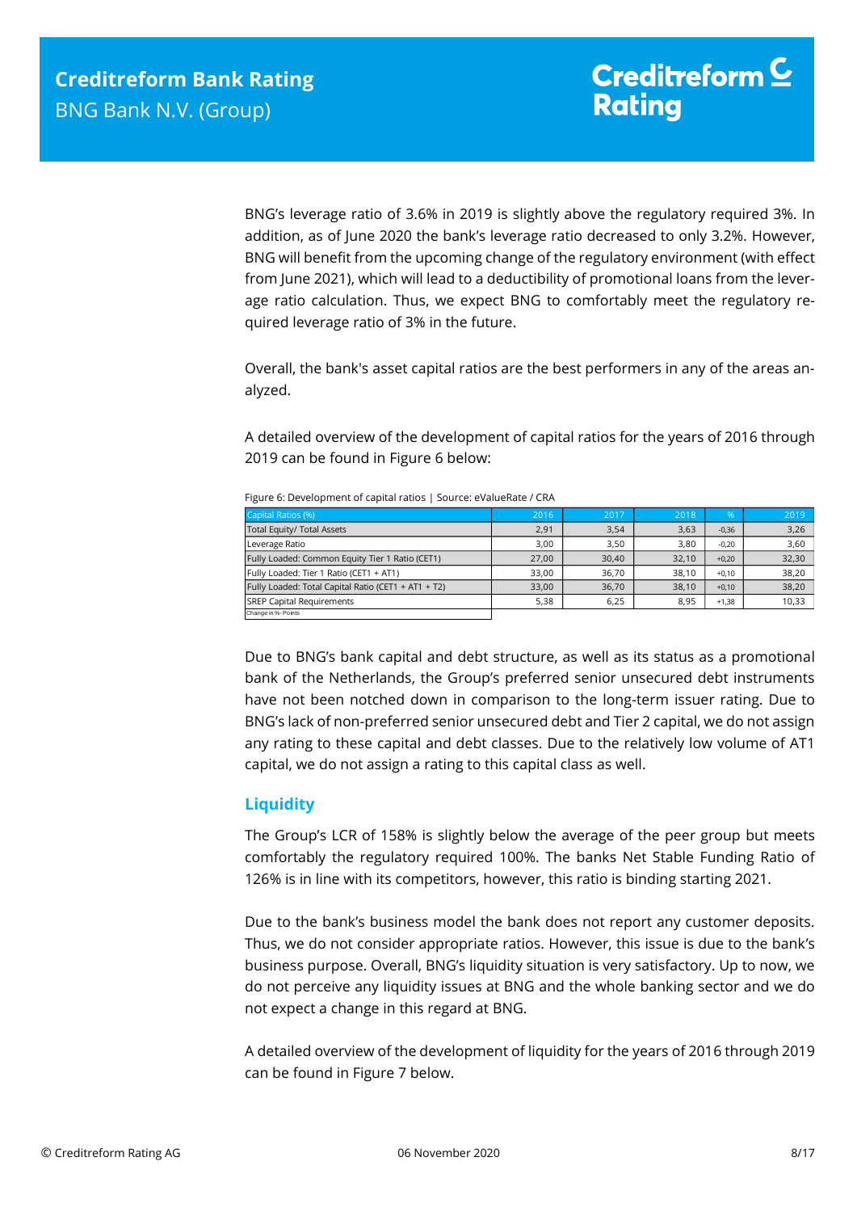BNG's leverage ratio of 3.6% in 2019 is slightly above the regulatory required 3%. In addition, as of June 2020 the bank's leverage ratio decreased to only 3.2%. However, BNG will benefit from the upcoming change of the regulatory environment (with effect from June 2021), which will lead to a deductibility of promotional loans from the leverage ratio calculation. Thus, we expect BNG to comfortably meet the regulatory required leverage ratio of 3% in the future.

Overall, the bank's asset capital ratios are the best performers in any of the areas analyzed.

A detailed overview of the development of capital ratios for the years of 2016 through 2019 can be found in Figure 6 below:

Figure 6: Development of capital ratios | Source: eValueRate / CRA

| Capital Ratios (%) | 2016 | 2017 | 2018 | % | 2019 |
|---|---|---|---|---|---|
| Total Equity/ Total Assets | 2,91 | 3,54 | 3,63 | -0,36 | 3,26 |
| Leverage Ratio | 3,00 | 3,50 | 3,80 | -0,20 | 3,60 |
| Fully Loaded: Common Equity Tier 1 Ratio (CET1) | 27,00 | 30,40 | 32,10 | +0,20 | 32,30 |
| Fully Loaded: Tier 1 Ratio (CET1 + AT1) | 33,00 | 36,70 | 38,10 | +0,10 | 38,20 |
| Fully Loaded: Total Capital Ratio (CET1 + AT1 + T2) | 33,00 | 36,70 | 38,10 | +0,10 | 38,20 |
| SREP Capital Requirements | 5,38 | 6,25 | 8,95 | +1,38 | 10,33 |

Change in %- Points

Due to BNG's bank capital and debt structure, as well as its status as a promotional bank of the Netherlands, the Group's preferred senior unsecured debt instruments have not been notched down in comparison to the long-term issuer rating. Due to BNG's lack of non-preferred senior unsecured debt and Tier 2 capital, we do not assign any rating to these capital and debt classes. Due to the relatively low volume of AT1 capital, we do not assign a rating to this capital class as well.

## Liquidity

The Group's LCR of 158% is slightly below the average of the peer group but meets comfortably the regulatory required 100%. The banks Net Stable Funding Ratio of 126% is in line with its competitors, however, this ratio is binding starting 2021.

Due to the bank's business model the bank does not report any customer deposits. Thus, we do not consider appropriate ratios. However, this issue is due to the bank's business purpose. Overall, BNG's liquidity situation is very satisfactory. Up to now, we do not perceive any liquidity issues at BNG and the whole banking sector and we do not expect a change in this regard at BNG.

A detailed overview of the development of liquidity for the years of 2016 through 2019 can be found in Figure 7 below.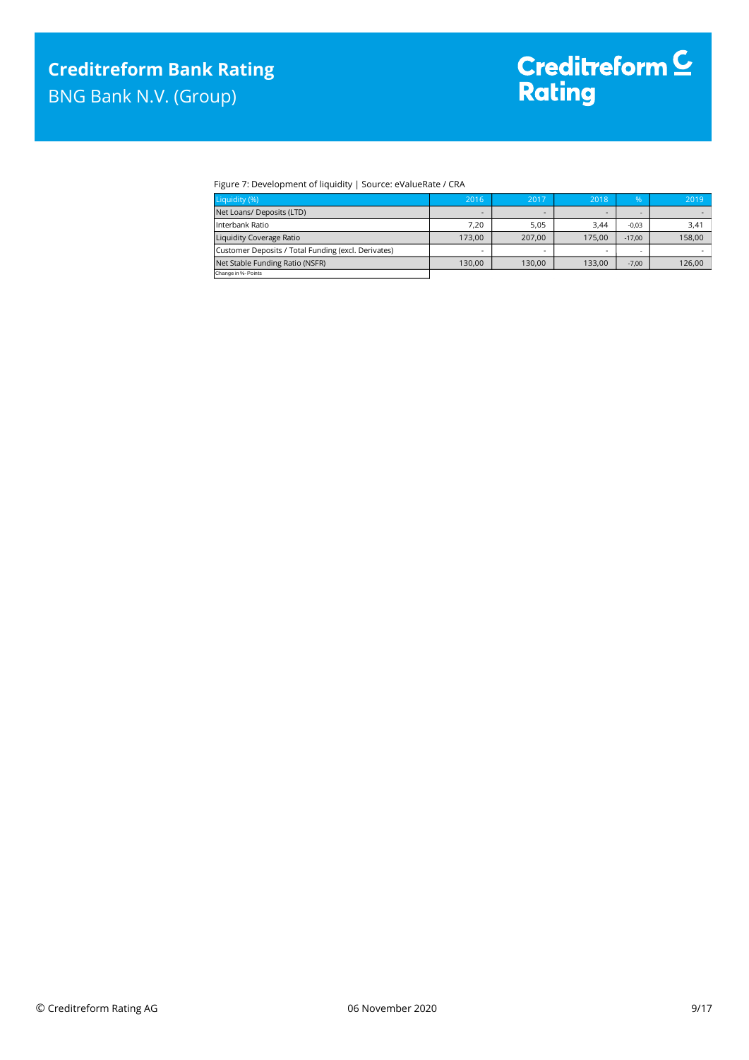Figure 7: Development of liquidity | Source: eValueRate / CRA

| Liquidity (%) | 2016 | 2017 | 2018 | % | 2019 |
|---|---|---|---|---|---|
| Net Loans/ Deposits (LTD) | - | - | - | - | - |
| Interbank Ratio | 7,20 | 5,05 | 3,44 | -0,03 | 3,41 |
| Liquidity Coverage Ratio | 173,00 | 207,00 | 175,00 | -17,00 | 158,00 |
| Customer Deposits / Total Funding (excl. Derivates) | - | - | - | - | - |
| Net Stable Funding Ratio (NSFR) | 130,00 | 130,00 | 133,00 | -7,00 | 126,00 |

Change in %- Points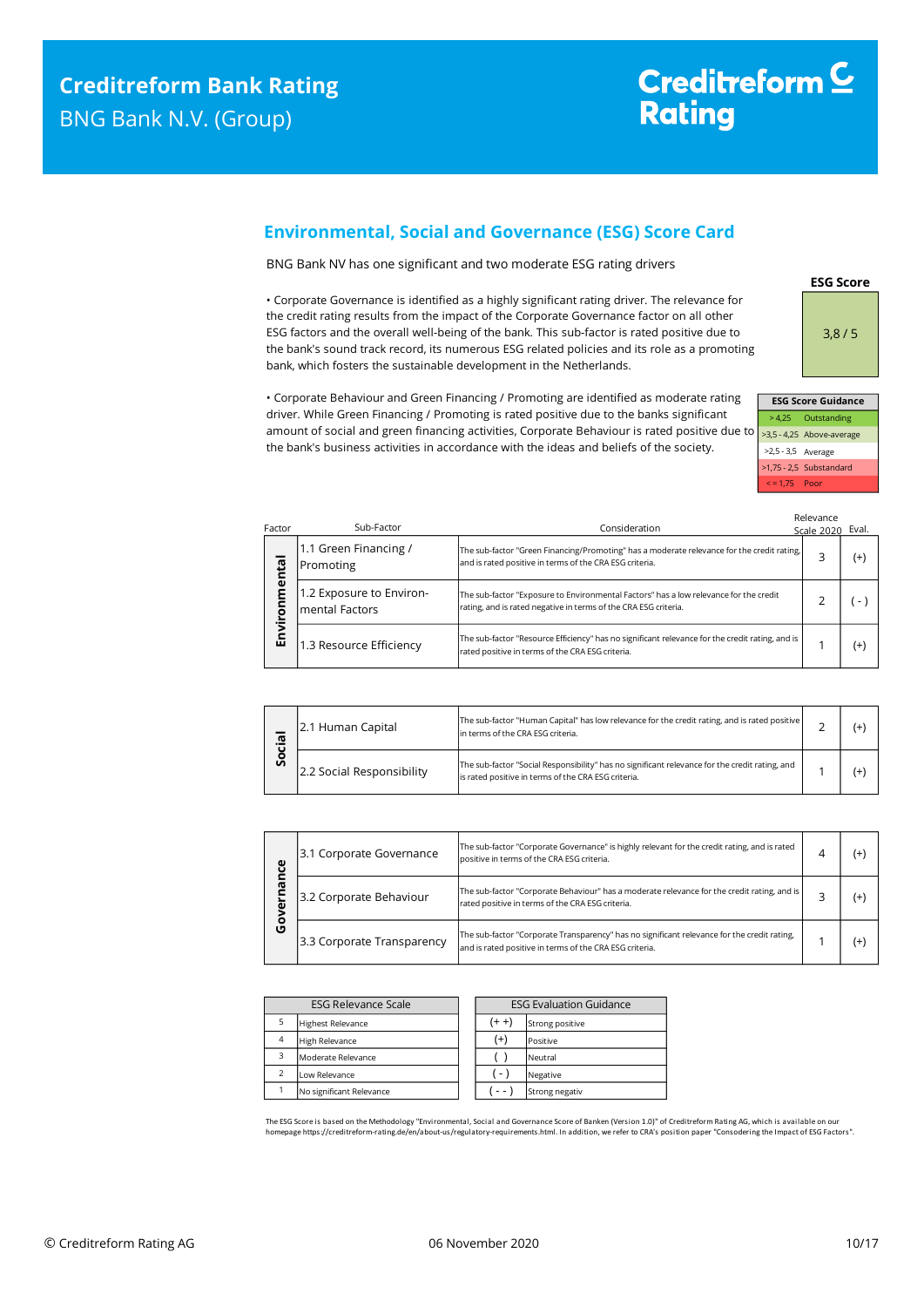## Environmental, Social and Governance (ESG) Score Card

BNG Bank NV has one significant and two moderate ESG rating drivers

• Corporate Governance is identified as a highly significant rating driver. The relevance for the credit rating results from the impact of the Corporate Governance factor on all other ESG factors and the overall well-being of the bank. This sub-factor is rated positive due to the bank's sound track record, its numerous ESG related policies and its role as a promoting bank, which fosters the sustainable development in the Netherlands.

• Corporate Behaviour and Green Financing / Promoting are identified as moderate rating driver. While Green Financing / Promoting is rated positive due to the banks significant amount of social and green financing activities, Corporate Behaviour is rated positive due to the bank's business activities in accordance with the ideas and beliefs of the society.

**ESG Score**

3,8 / 5

| ESG Score Guidance | |
|---|---|
| > 4,25 | Outstanding |
| >3,5 - 4,25 | Above-average |
| >2,5 - 3,5 | Average |
| >1,75 - 2,5 | Substandard |
| < = 1,75 | Poor |

| Factor | Sub-Factor | Consideration | Relevance Scale 2020 | Eval. |
|---|---|---|---|---|
| Environmental | 1.1 Green Financing / Promoting | The sub-factor "Green Financing/Promoting" has a moderate relevance for the credit rating, and is rated positive in terms of the CRA ESG criteria. | 3 | (+) |
| | 1.2 Exposure to Environmental Factors | The sub-factor "Exposure to Environmental Factors" has a low relevance for the credit rating, and is rated negative in terms of the CRA ESG criteria. | 2 | ( - ) |
| | 1.3 Resource Efficiency | The sub-factor "Resource Efficiency" has no significant relevance for the credit rating, and is rated positive in terms of the CRA ESG criteria. | 1 | (+) |

| Factor | Sub-Factor | Consideration | Relevance Scale 2020 | Eval. |
|---|---|---|---|---|
| Social | 2.1 Human Capital | The sub-factor "Human Capital" has low relevance for the credit rating, and is rated positive in terms of the CRA ESG criteria. | 2 | (+) |
| | 2.2 Social Responsibility | The sub-factor "Social Responsibility" has no significant relevance for the credit rating, and is rated positive in terms of the CRA ESG criteria. | 1 | (+) |

| Factor | Sub-Factor | Consideration | Relevance Scale 2020 | Eval. |
|---|---|---|---|---|
| Governance | 3.1 Corporate Governance | The sub-factor "Corporate Governance" is highly relevant for the credit rating, and is rated positive in terms of the CRA ESG criteria. | 4 | (+) |
| | 3.2 Corporate Behaviour | The sub-factor "Corporate Behaviour" has a moderate relevance for the credit rating, and is rated positive in terms of the CRA ESG criteria. | 3 | (+) |
| | 3.3 Corporate Transparency | The sub-factor "Corporate Transparency" has no significant relevance for the credit rating, and is rated positive in terms of the CRA ESG criteria. | 1 | (+) |

| ESG Relevance Scale | |
|---|---|
| 5 | Highest Relevance |
| 4 | High Relevance |
| 3 | Moderate Relevance |
| 2 | Low Relevance |
| 1 | No significant Relevance |

| ESG Evaluation Guidance | |
|---|---|
| (+ +) | Strong positive |
| (+) | Positive |
| ( ) | Neutral |
| ( - ) | Negative |
| ( - - ) | Strong negativ |

The ESG Score is based on the Methodology "Environmental, Social and Governance Score of Banken (Version 1.0)" of Creditreform Rating AG, which is available on our homepage https://creditreform-rating.de/en/about-us/regulatory-requirements.html. In addition, we refer to CRA's position paper "Consodering the Impact of ESG Factors".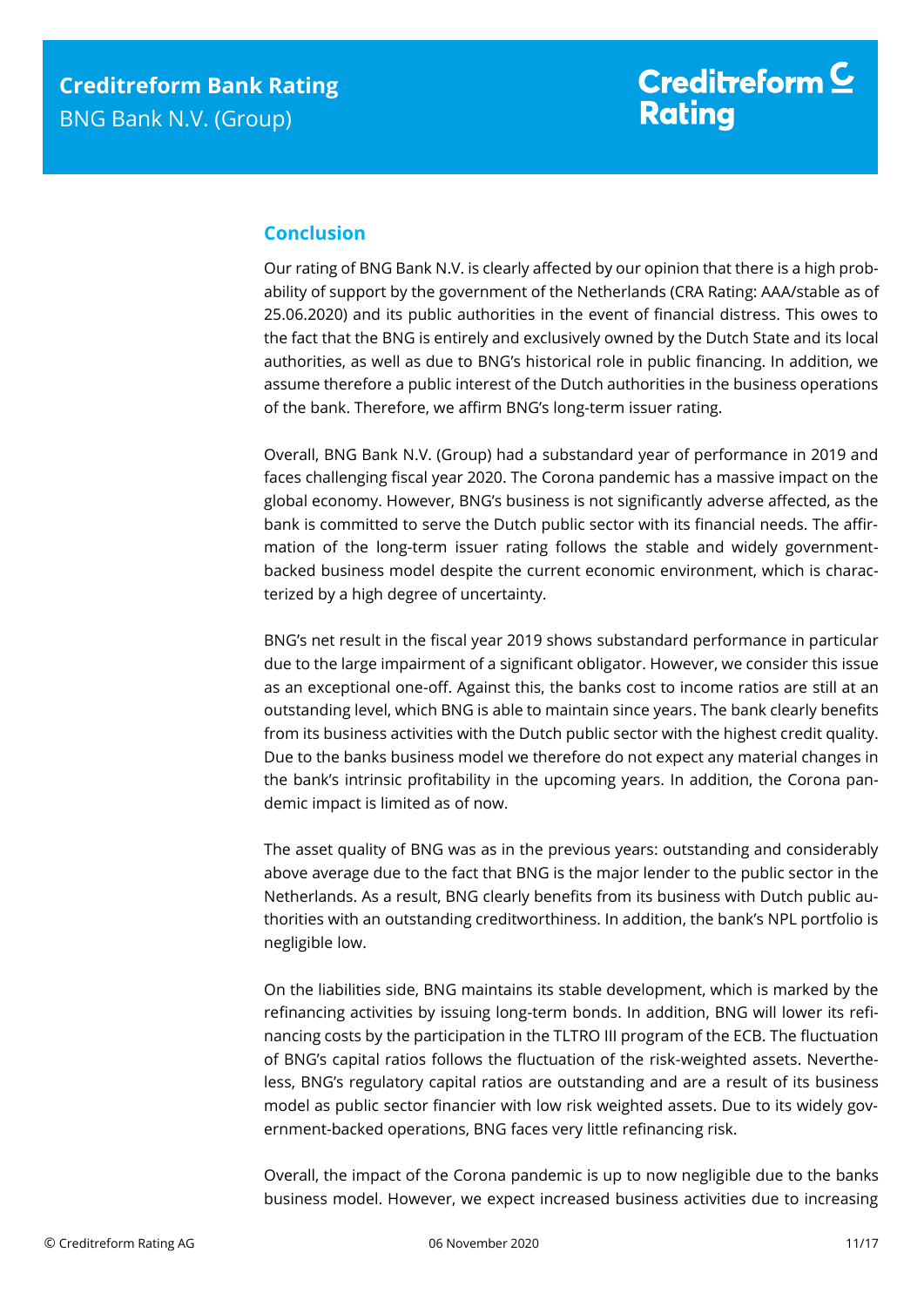## Conclusion

Our rating of BNG Bank N.V. is clearly affected by our opinion that there is a high probability of support by the government of the Netherlands (CRA Rating: AAA/stable as of 25.06.2020) and its public authorities in the event of financial distress. This owes to the fact that the BNG is entirely and exclusively owned by the Dutch State and its local authorities, as well as due to BNG's historical role in public financing. In addition, we assume therefore a public interest of the Dutch authorities in the business operations of the bank. Therefore, we affirm BNG's long-term issuer rating.

Overall, BNG Bank N.V. (Group) had a substandard year of performance in 2019 and faces challenging fiscal year 2020. The Corona pandemic has a massive impact on the global economy. However, BNG's business is not significantly adverse affected, as the bank is committed to serve the Dutch public sector with its financial needs. The affirmation of the long-term issuer rating follows the stable and widely government-backed business model despite the current economic environment, which is characterized by a high degree of uncertainty.

BNG's net result in the fiscal year 2019 shows substandard performance in particular due to the large impairment of a significant obligator. However, we consider this issue as an exceptional one-off. Against this, the banks cost to income ratios are still at an outstanding level, which BNG is able to maintain since years. The bank clearly benefits from its business activities with the Dutch public sector with the highest credit quality. Due to the banks business model we therefore do not expect any material changes in the bank's intrinsic profitability in the upcoming years. In addition, the Corona pandemic impact is limited as of now.

The asset quality of BNG was as in the previous years: outstanding and considerably above average due to the fact that BNG is the major lender to the public sector in the Netherlands. As a result, BNG clearly benefits from its business with Dutch public authorities with an outstanding creditworthiness. In addition, the bank's NPL portfolio is negligible low.

On the liabilities side, BNG maintains its stable development, which is marked by the refinancing activities by issuing long-term bonds. In addition, BNG will lower its refinancing costs by the participation in the TLTRO III program of the ECB. The fluctuation of BNG's capital ratios follows the fluctuation of the risk-weighted assets. Nevertheless, BNG's regulatory capital ratios are outstanding and are a result of its business model as public sector financier with low risk weighted assets. Due to its widely government-backed operations, BNG faces very little refinancing risk.

Overall, the impact of the Corona pandemic is up to now negligible due to the banks business model. However, we expect increased business activities due to increasing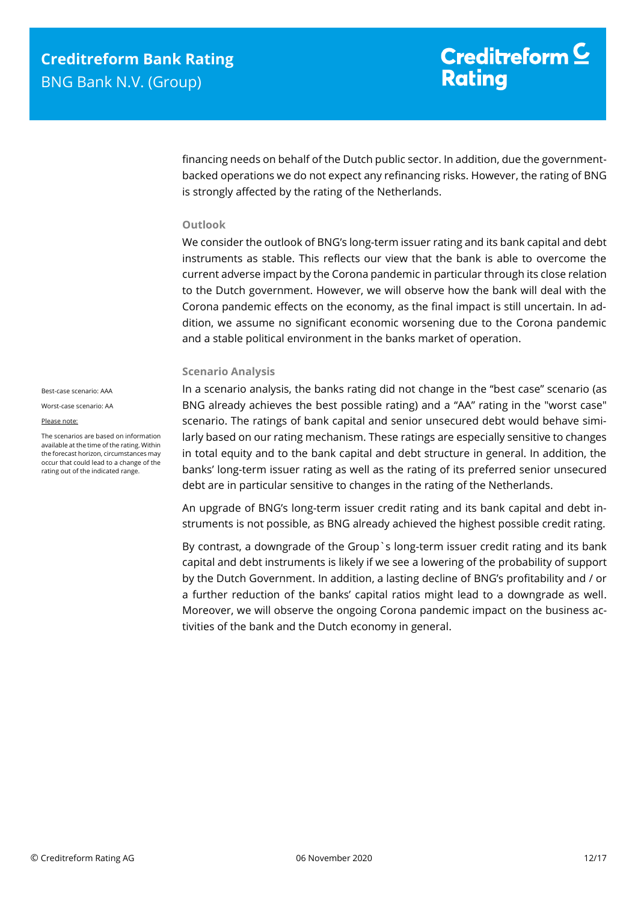financing needs on behalf of the Dutch public sector. In addition, due the government-backed operations we do not expect any refinancing risks. However, the rating of BNG is strongly affected by the rating of the Netherlands.

### Outlook

We consider the outlook of BNG's long-term issuer rating and its bank capital and debt instruments as stable. This reflects our view that the bank is able to overcome the current adverse impact by the Corona pandemic in particular through its close relation to the Dutch government. However, we will observe how the bank will deal with the Corona pandemic effects on the economy, as the final impact is still uncertain. In addition, we assume no significant economic worsening due to the Corona pandemic and a stable political environment in the banks market of operation.

### Scenario Analysis

Best-case scenario: AAA

Worst-case scenario: AA

Please note:

The scenarios are based on information available at the time of the rating. Within the forecast horizon, circumstances may occur that could lead to a change of the rating out of the indicated range.

In a scenario analysis, the banks rating did not change in the "best case" scenario (as BNG already achieves the best possible rating) and a "AA" rating in the "worst case" scenario. The ratings of bank capital and senior unsecured debt would behave similarly based on our rating mechanism. These ratings are especially sensitive to changes in total equity and to the bank capital and debt structure in general. In addition, the banks' long-term issuer rating as well as the rating of its preferred senior unsecured debt are in particular sensitive to changes in the rating of the Netherlands.

An upgrade of BNG's long-term issuer credit rating and its bank capital and debt instruments is not possible, as BNG already achieved the highest possible credit rating.

By contrast, a downgrade of the Group`s long-term issuer credit rating and its bank capital and debt instruments is likely if we see a lowering of the probability of support by the Dutch Government. In addition, a lasting decline of BNG's profitability and / or a further reduction of the banks' capital ratios might lead to a downgrade as well. Moreover, we will observe the ongoing Corona pandemic impact on the business activities of the bank and the Dutch economy in general.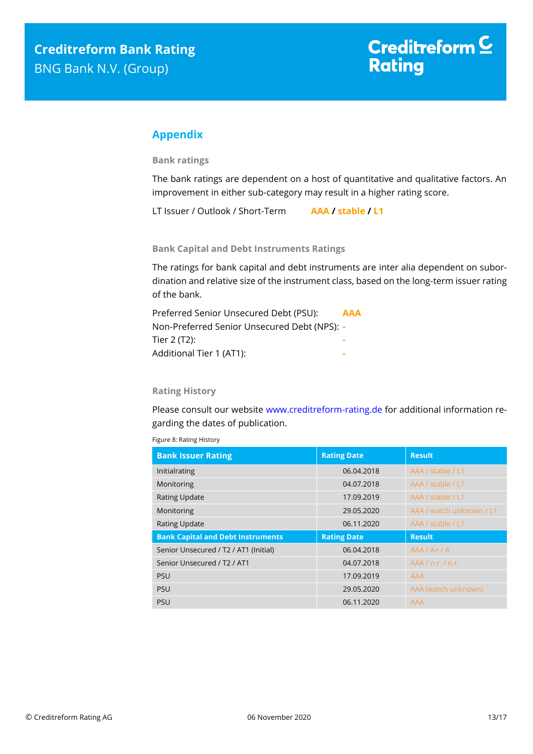## Appendix

### Bank ratings

The bank ratings are dependent on a host of quantitative and qualitative factors. An improvement in either sub-category may result in a higher rating score.

LT Issuer / Outlook / Short-Term **AAA / stable / L1**

### Bank Capital and Debt Instruments Ratings

The ratings for bank capital and debt instruments are inter alia dependent on subordination and relative size of the instrument class, based on the long-term issuer rating of the bank.

Preferred Senior Unsecured Debt (PSU): **AAA**
Non-Preferred Senior Unsecured Debt (NPS): **-**
Tier 2 (T2): **-**
Additional Tier 1 (AT1): **-**

### Rating History

Please consult our website www.creditreform-rating.de for additional information regarding the dates of publication.

Figure 8: Rating History

| Bank Issuer Rating | Rating Date | Result |
|---|---|---|
| Initialrating | 06.04.2018 | AAA / stable / L1 |
| Monitoring | 04.07.2018 | AAA / stable / L1 |
| Rating Update | 17.09.2019 | AAA / stable / L1 |
| Monitoring | 29.05.2020 | AAA / watch unknown / L1 |
| Rating Update | 06.11.2020 | AAA / stable / L1 |
| **Bank Capital and Debt Instruments** | **Rating Date** | **Result** |
| Senior Unsecured / T2 / AT1 (Initial) | 06.04.2018 | AAA / A+ / A |
| Senior Unsecured / T2 / AT1 | 04.07.2018 | AAA / n.r. / n.r. |
| PSU | 17.09.2019 | AAA |
| PSU | 29.05.2020 | AAA (watch unknown) |
| PSU | 06.11.2020 | AAA |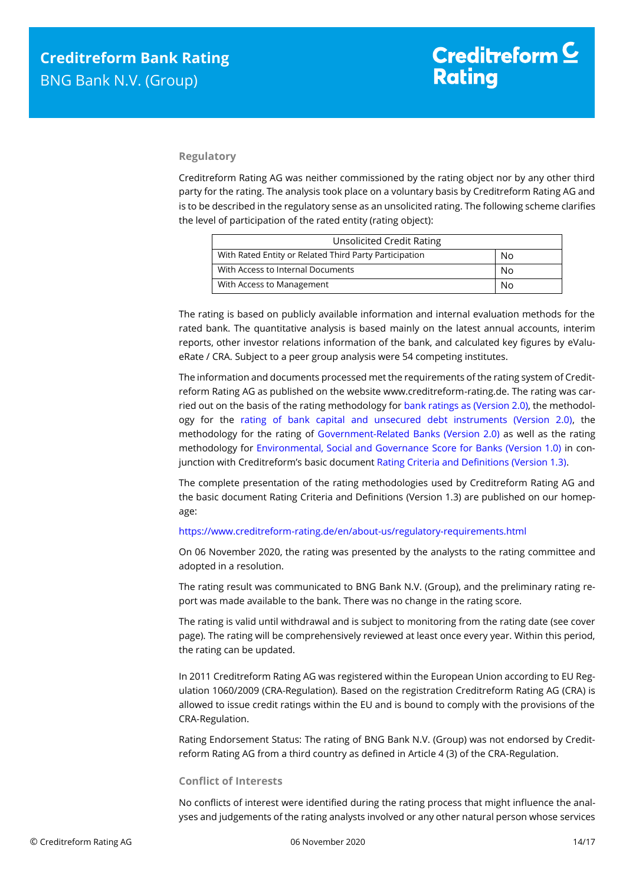### Regulatory

Creditreform Rating AG was neither commissioned by the rating object nor by any other third party for the rating. The analysis took place on a voluntary basis by Creditreform Rating AG and is to be described in the regulatory sense as an unsolicited rating. The following scheme clarifies the level of participation of the rated entity (rating object):

| Unsolicited Credit Rating | |
|---|---|
| With Rated Entity or Related Third Party Participation | No |
| With Access to Internal Documents | No |
| With Access to Management | No |

The rating is based on publicly available information and internal evaluation methods for the rated bank. The quantitative analysis is based mainly on the latest annual accounts, interim reports, other investor relations information of the bank, and calculated key figures by eValueRate / CRA. Subject to a peer group analysis were 54 competing institutes.

The information and documents processed met the requirements of the rating system of Creditreform Rating AG as published on the website www.creditreform-rating.de. The rating was carried out on the basis of the rating methodology for bank ratings as (Version 2.0), the methodology for the rating of bank capital and unsecured debt instruments (Version 2.0), the methodology for the rating of Government-Related Banks (Version 2.0) as well as the rating methodology for Environmental, Social and Governance Score for Banks (Version 1.0) in conjunction with Creditreform's basic document Rating Criteria and Definitions (Version 1.3).

The complete presentation of the rating methodologies used by Creditreform Rating AG and the basic document Rating Criteria and Definitions (Version 1.3) are published on our homepage:

https://www.creditreform-rating.de/en/about-us/regulatory-requirements.html

On 06 November 2020, the rating was presented by the analysts to the rating committee and adopted in a resolution.

The rating result was communicated to BNG Bank N.V. (Group), and the preliminary rating report was made available to the bank. There was no change in the rating score.

The rating is valid until withdrawal and is subject to monitoring from the rating date (see cover page). The rating will be comprehensively reviewed at least once every year. Within this period, the rating can be updated.

In 2011 Creditreform Rating AG was registered within the European Union according to EU Regulation 1060/2009 (CRA-Regulation). Based on the registration Creditreform Rating AG (CRA) is allowed to issue credit ratings within the EU and is bound to comply with the provisions of the CRA-Regulation.

Rating Endorsement Status: The rating of BNG Bank N.V. (Group) was not endorsed by Creditreform Rating AG from a third country as defined in Article 4 (3) of the CRA-Regulation.

### Conflict of Interests

No conflicts of interest were identified during the rating process that might influence the analyses and judgements of the rating analysts involved or any other natural person whose services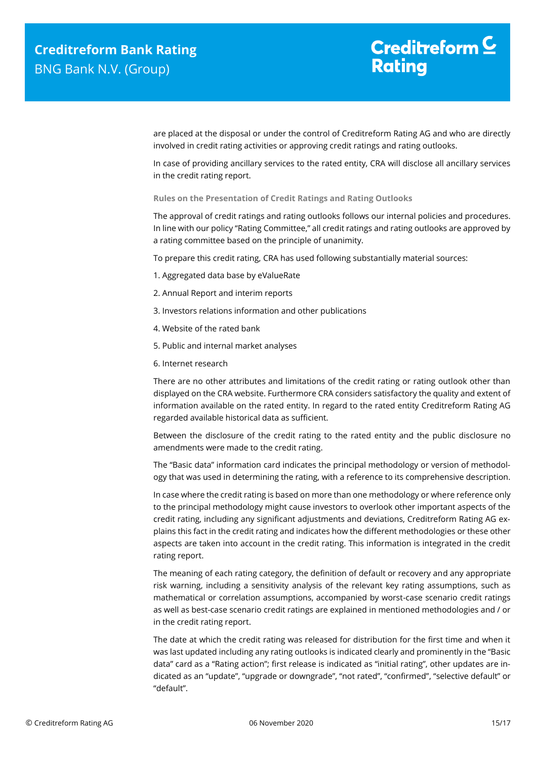are placed at the disposal or under the control of Creditreform Rating AG and who are directly involved in credit rating activities or approving credit ratings and rating outlooks.

In case of providing ancillary services to the rated entity, CRA will disclose all ancillary services in the credit rating report.

### Rules on the Presentation of Credit Ratings and Rating Outlooks

The approval of credit ratings and rating outlooks follows our internal policies and procedures. In line with our policy "Rating Committee," all credit ratings and rating outlooks are approved by a rating committee based on the principle of unanimity.

To prepare this credit rating, CRA has used following substantially material sources:

1. Aggregated data base by eValueRate
2. Annual Report and interim reports
3. Investors relations information and other publications
4. Website of the rated bank
5. Public and internal market analyses
6. Internet research

There are no other attributes and limitations of the credit rating or rating outlook other than displayed on the CRA website. Furthermore CRA considers satisfactory the quality and extent of information available on the rated entity. In regard to the rated entity Creditreform Rating AG regarded available historical data as sufficient.

Between the disclosure of the credit rating to the rated entity and the public disclosure no amendments were made to the credit rating.

The "Basic data" information card indicates the principal methodology or version of methodology that was used in determining the rating, with a reference to its comprehensive description.

In case where the credit rating is based on more than one methodology or where reference only to the principal methodology might cause investors to overlook other important aspects of the credit rating, including any significant adjustments and deviations, Creditreform Rating AG explains this fact in the credit rating and indicates how the different methodologies or these other aspects are taken into account in the credit rating. This information is integrated in the credit rating report.

The meaning of each rating category, the definition of default or recovery and any appropriate risk warning, including a sensitivity analysis of the relevant key rating assumptions, such as mathematical or correlation assumptions, accompanied by worst-case scenario credit ratings as well as best-case scenario credit ratings are explained in mentioned methodologies and / or in the credit rating report.

The date at which the credit rating was released for distribution for the first time and when it was last updated including any rating outlooks is indicated clearly and prominently in the "Basic data" card as a "Rating action"; first release is indicated as "initial rating", other updates are indicated as an "update", "upgrade or downgrade", "not rated", "confirmed", "selective default" or "default".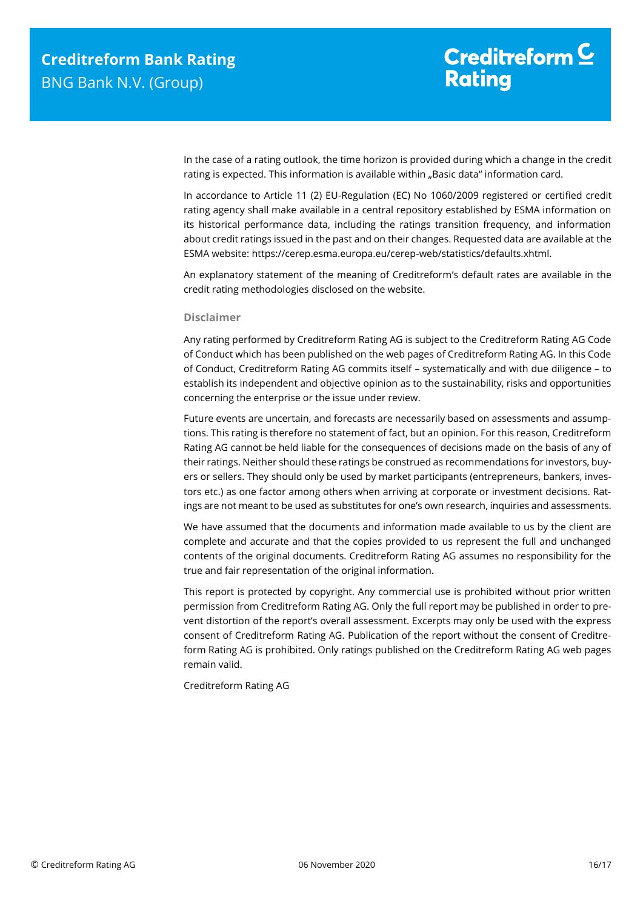In the case of a rating outlook, the time horizon is provided during which a change in the credit rating is expected. This information is available within „Basic data" information card.

In accordance to Article 11 (2) EU-Regulation (EC) No 1060/2009 registered or certified credit rating agency shall make available in a central repository established by ESMA information on its historical performance data, including the ratings transition frequency, and information about credit ratings issued in the past and on their changes. Requested data are available at the ESMA website: https://cerep.esma.europa.eu/cerep-web/statistics/defaults.xhtml.

An explanatory statement of the meaning of Creditreform's default rates are available in the credit rating methodologies disclosed on the website.

### Disclaimer

Any rating performed by Creditreform Rating AG is subject to the Creditreform Rating AG Code of Conduct which has been published on the web pages of Creditreform Rating AG. In this Code of Conduct, Creditreform Rating AG commits itself – systematically and with due diligence – to establish its independent and objective opinion as to the sustainability, risks and opportunities concerning the enterprise or the issue under review.

Future events are uncertain, and forecasts are necessarily based on assessments and assumptions. This rating is therefore no statement of fact, but an opinion. For this reason, Creditreform Rating AG cannot be held liable for the consequences of decisions made on the basis of any of their ratings. Neither should these ratings be construed as recommendations for investors, buyers or sellers. They should only be used by market participants (entrepreneurs, bankers, investors etc.) as one factor among others when arriving at corporate or investment decisions. Ratings are not meant to be used as substitutes for one's own research, inquiries and assessments.

We have assumed that the documents and information made available to us by the client are complete and accurate and that the copies provided to us represent the full and unchanged contents of the original documents. Creditreform Rating AG assumes no responsibility for the true and fair representation of the original information.

This report is protected by copyright. Any commercial use is prohibited without prior written permission from Creditreform Rating AG. Only the full report may be published in order to prevent distortion of the report's overall assessment. Excerpts may only be used with the express consent of Creditreform Rating AG. Publication of the report without the consent of Creditreform Rating AG is prohibited. Only ratings published on the Creditreform Rating AG web pages remain valid.

Creditreform Rating AG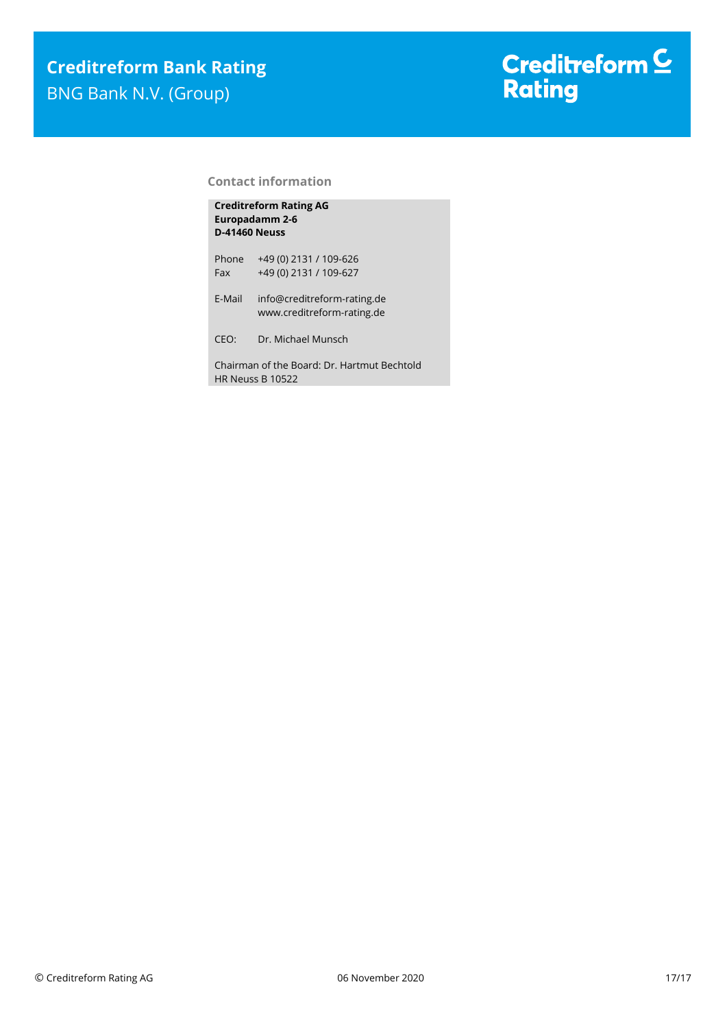## Contact information

**Creditreform Rating AG**
**Europadamm 2-6**
**D-41460 Neuss**

Phone +49 (0) 2131 / 109-626
Fax +49 (0) 2131 / 109-627

E-Mail info@creditreform-rating.de
www.creditreform-rating.de

CEO: Dr. Michael Munsch

Chairman of the Board: Dr. Hartmut Bechtold
HR Neuss B 10522